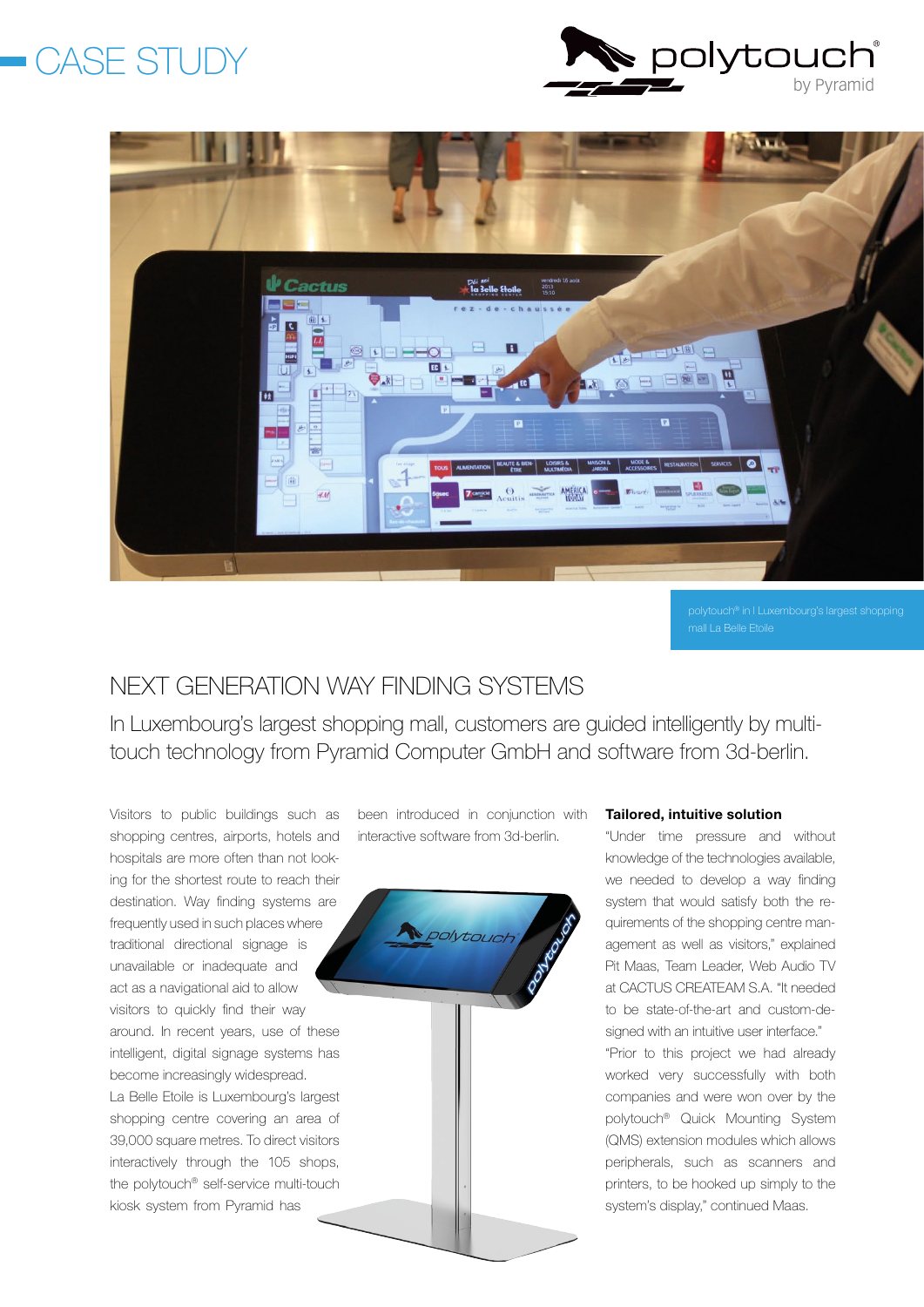# CASE STUDY

polytouch® in l Luxembourg's largest shopping mall La Belle Etoile

## NEXT GENERATION WAY FINDING SYSTEMS

In Luxembourg's largest shopping mall, customers are guided intelligently by multi-touch technology from Pyramid Computer GmbH and software from 3d-berlin.

Visitors to public buildings such as shopping centres, airports, hotels and hospitals are more often than not looking for the shortest route to reach their destination. Way finding systems are frequently used in such places where traditional directional signage is unavailable or inadequate and act as a navigational aid to allow visitors to quickly find their way around. In recent years, use of these intelligent, digital signage systems has become increasingly widespread.

La Belle Etoile is Luxembourg's largest shopping centre covering an area of 39,000 square metres. To direct visitors interactively through the 105 shops, the polytouch® self-service multi-touch kiosk system from Pyramid has been introduced in conjunction with interactive software from 3d-berlin.

**Tailored, intuitive solution**

"Under time pressure and without knowledge of the technologies available, we needed to develop a way finding system that would satisfy both the requirements of the shopping centre management as well as visitors," explained Pit Maas, Team Leader, Web Audio TV at CACTUS CREATEAM S.A. "It needed to be state-of-the-art and custom-designed with an intuitive user interface."

"Prior to this project we had already worked very successfully with both companies and were won over by the polytouch® Quick Mounting System (QMS) extension modules which allows peripherals, such as scanners and printers, to be hooked up simply to the system's display," continued Maas.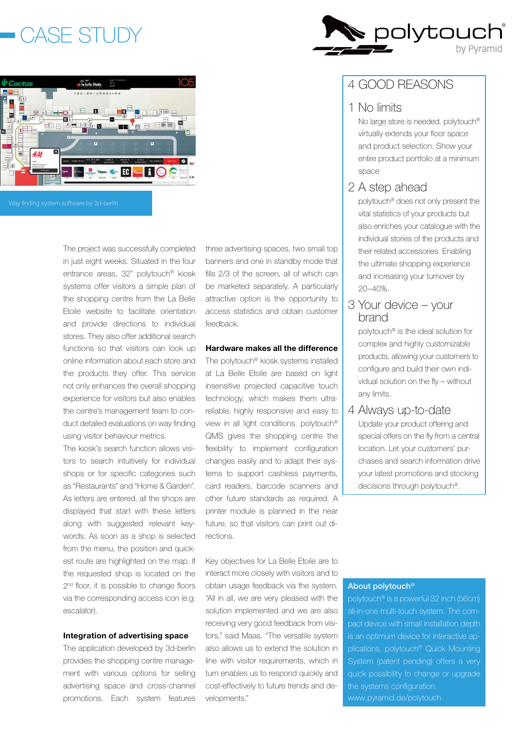# CASE STUDY

polytouch® by Pyramid

Way finding system software by 3d-berlin

The project was successfully completed in just eight weeks. Situated in the four entrance areas, 32" polytouch® kiosk systems offer visitors a simple plan of the shopping centre from the La Belle Etoile website to facilitate orientation and provide directions to individual stores. They also offer additional search functions so that visitors can look up online information about each store and the products they offer. This service not only enhances the overall shopping experience for visitors but also enables the centre's management team to conduct detailed evaluations on way finding using visitor behaviour metrics.

The kiosk's search function allows visitors to search intuitively for individual shops or for specific categories such as "Restaurants" and "Home & Garden". As letters are entered, all the shops are displayed that start with these letters along with suggested relevant keywords. As soon as a shop is selected from the menu, the position and quickest route are highlighted on the map. If the requested shop is located on the 2nd floor, it is possible to change floors via the corresponding access icon (e.g. escalator).

**Integration of advertising space**

The application developed by 3d-berlin provides the shopping centre management with various options for selling advertising space and cross-channel promotions. Each system features three advertising spaces, two small top banners and one in standby mode that fills 2/3 of the screen, all of which can be marketed separately. A particularly attractive option is the opportunity to access statistics and obtain customer feedback.

**Hardware makes all the difference**

The polytouch® kiosk systems installed at La Belle Etoile are based on light insensitive projected capacitive touch technology, which makes them ultra-reliable, highly responsive and easy to view in all light conditions. polytouch® QMS gives the shopping centre the flexibility to implement configuration changes easily and to adapt their systems to support cashless payments, card readers, barcode scanners and other future standards as required. A printer module is planned in the near future, so that visitors can print out directions.

Key objectives for La Belle Etoile are to interact more closely with visitors and to obtain usage feedback via the system. "All in all, we are very pleased with the solution implemented and we are also receiving very good feedback from visitors," said Maas. "The versatile system also allows us to extend the solution in line with visitor requirements, which in turn enables us to respond quickly and cost-effectively to future trends and developments."

## 4 GOOD REASONS

### 1 No limits

No large store is needed. polytouch® virtually extends your floor space and product selection. Show your entire product portfolio at a minimum space

### 2 A step ahead

polytouch® does not only present the vital statistics of your products but also enriches your catalogue with the individual stories of the products and their related accessories. Enabling the ultimate shopping experience and increasing your turnover by 20–40%.

### 3 Your device – your brand

polytouch® is the ideal solution for complex and highly customizable products, allowing your customers to configure and build their own individual solution on the fly – without any limits.

### 4 Always up-to-date

Update your product offering and special offers on the fly from a central location. Let your customers' purchases and search information drive your latest promotions and stocking decisions through polytouch®.

**About polytouch®**

polytouch® is a powerful 32 inch (56cm) all-in-one multi-touch system. The compact device with small installation depth is an optimum device for interactive applications. polytouch® Quick Mounting System (patent pending) offers a very quick possibility to change or upgrade the systems configuration.
www.pyramid.de/polytouch